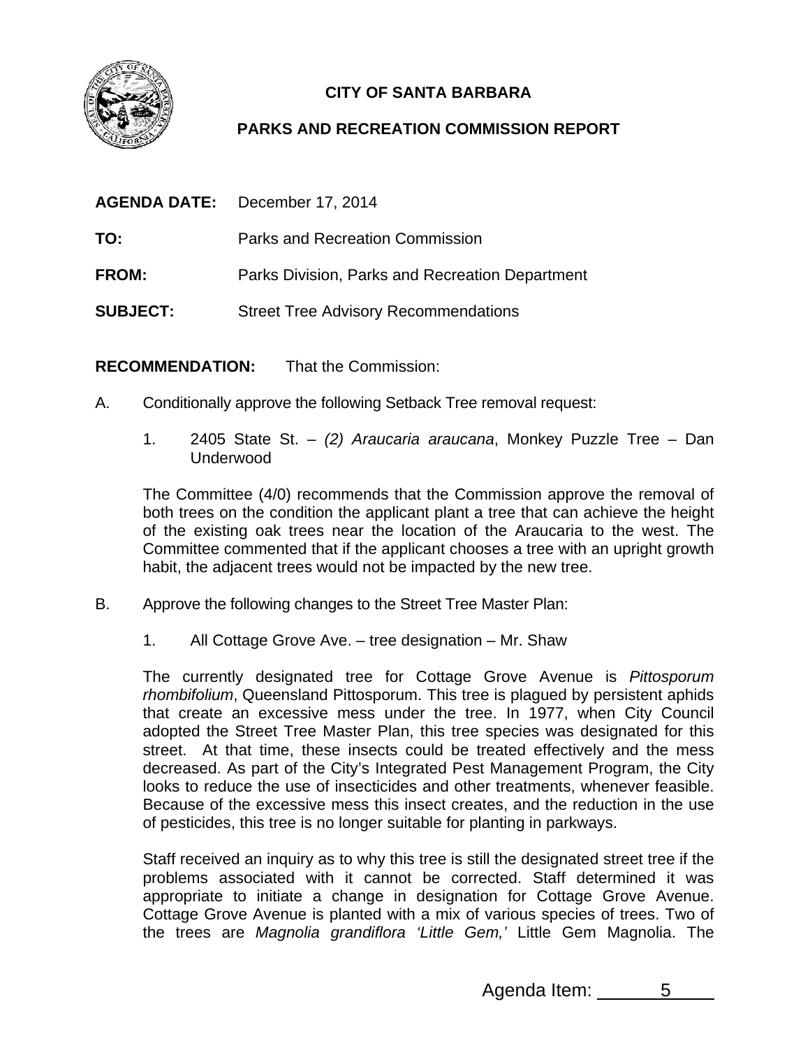**CITY OF SANTA BARBARA**

**PARKS AND RECREATION COMMISSION REPORT**

**AGENDA DATE:** December 17, 2014

**TO:** Parks and Recreation Commission

**FROM:** Parks Division, Parks and Recreation Department

**SUBJECT:** Street Tree Advisory Recommendations

**RECOMMENDATION:** That the Commission:

A. Conditionally approve the following Setback Tree removal request:

1. 2405 State St. – *(2) Araucaria araucana*, Monkey Puzzle Tree – Dan Underwood

The Committee (4/0) recommends that the Commission approve the removal of both trees on the condition the applicant plant a tree that can achieve the height of the existing oak trees near the location of the Araucaria to the west. The Committee commented that if the applicant chooses a tree with an upright growth habit, the adjacent trees would not be impacted by the new tree.

B. Approve the following changes to the Street Tree Master Plan:

1. All Cottage Grove Ave. – tree designation – Mr. Shaw

The currently designated tree for Cottage Grove Avenue is *Pittosporum rhombifolium*, Queensland Pittosporum. This tree is plagued by persistent aphids that create an excessive mess under the tree. In 1977, when City Council adopted the Street Tree Master Plan, this tree species was designated for this street. At that time, these insects could be treated effectively and the mess decreased. As part of the City's Integrated Pest Management Program, the City looks to reduce the use of insecticides and other treatments, whenever feasible. Because of the excessive mess this insect creates, and the reduction in the use of pesticides, this tree is no longer suitable for planting in parkways.

Staff received an inquiry as to why this tree is still the designated street tree if the problems associated with it cannot be corrected. Staff determined it was appropriate to initiate a change in designation for Cottage Grove Avenue. Cottage Grove Avenue is planted with a mix of various species of trees. Two of the trees are *Magnolia grandiflora 'Little Gem,'* Little Gem Magnolia. The

Agenda Item: 5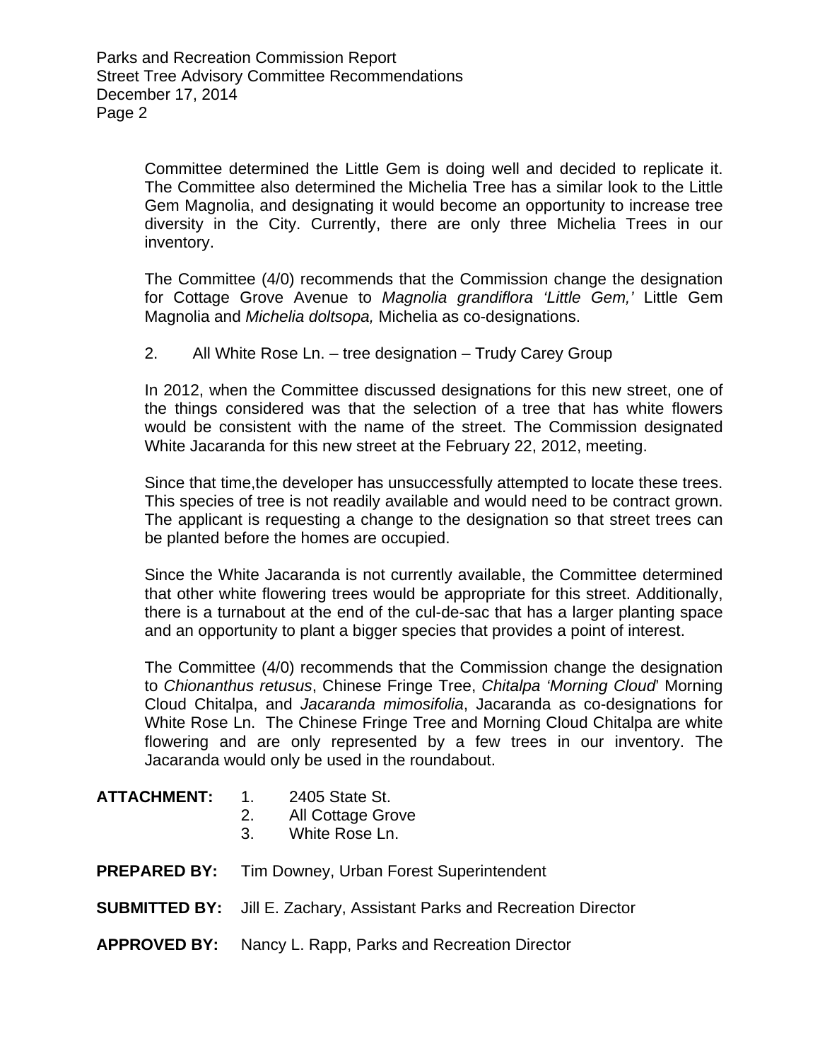Committee determined the Little Gem is doing well and decided to replicate it. The Committee also determined the Michelia Tree has a similar look to the Little Gem Magnolia, and designating it would become an opportunity to increase tree diversity in the City. Currently, there are only three Michelia Trees in our inventory.

The Committee (4/0) recommends that the Commission change the designation for Cottage Grove Avenue to *Magnolia grandiflora 'Little Gem,'* Little Gem Magnolia and *Michelia doltsopa,* Michelia as co-designations.

2. All White Rose Ln. – tree designation – Trudy Carey Group

In 2012, when the Committee discussed designations for this new street, one of the things considered was that the selection of a tree that has white flowers would be consistent with the name of the street. The Commission designated White Jacaranda for this new street at the February 22, 2012, meeting.

Since that time,the developer has unsuccessfully attempted to locate these trees. This species of tree is not readily available and would need to be contract grown. The applicant is requesting a change to the designation so that street trees can be planted before the homes are occupied.

Since the White Jacaranda is not currently available, the Committee determined that other white flowering trees would be appropriate for this street. Additionally, there is a turnabout at the end of the cul-de-sac that has a larger planting space and an opportunity to plant a bigger species that provides a point of interest.

The Committee (4/0) recommends that the Commission change the designation to *Chionanthus retusus*, Chinese Fringe Tree, *Chitalpa 'Morning Cloud'* Morning Cloud Chitalpa, and *Jacaranda mimosifolia*, Jacaranda as co-designations for White Rose Ln. The Chinese Fringe Tree and Morning Cloud Chitalpa are white flowering and are only represented by a few trees in our inventory. The Jacaranda would only be used in the roundabout.

**ATTACHMENT:**
1. 2405 State St.
2. All Cottage Grove
3. White Rose Ln.

**PREPARED BY:** Tim Downey, Urban Forest Superintendent

**SUBMITTED BY:** Jill E. Zachary, Assistant Parks and Recreation Director

**APPROVED BY:** Nancy L. Rapp, Parks and Recreation Director